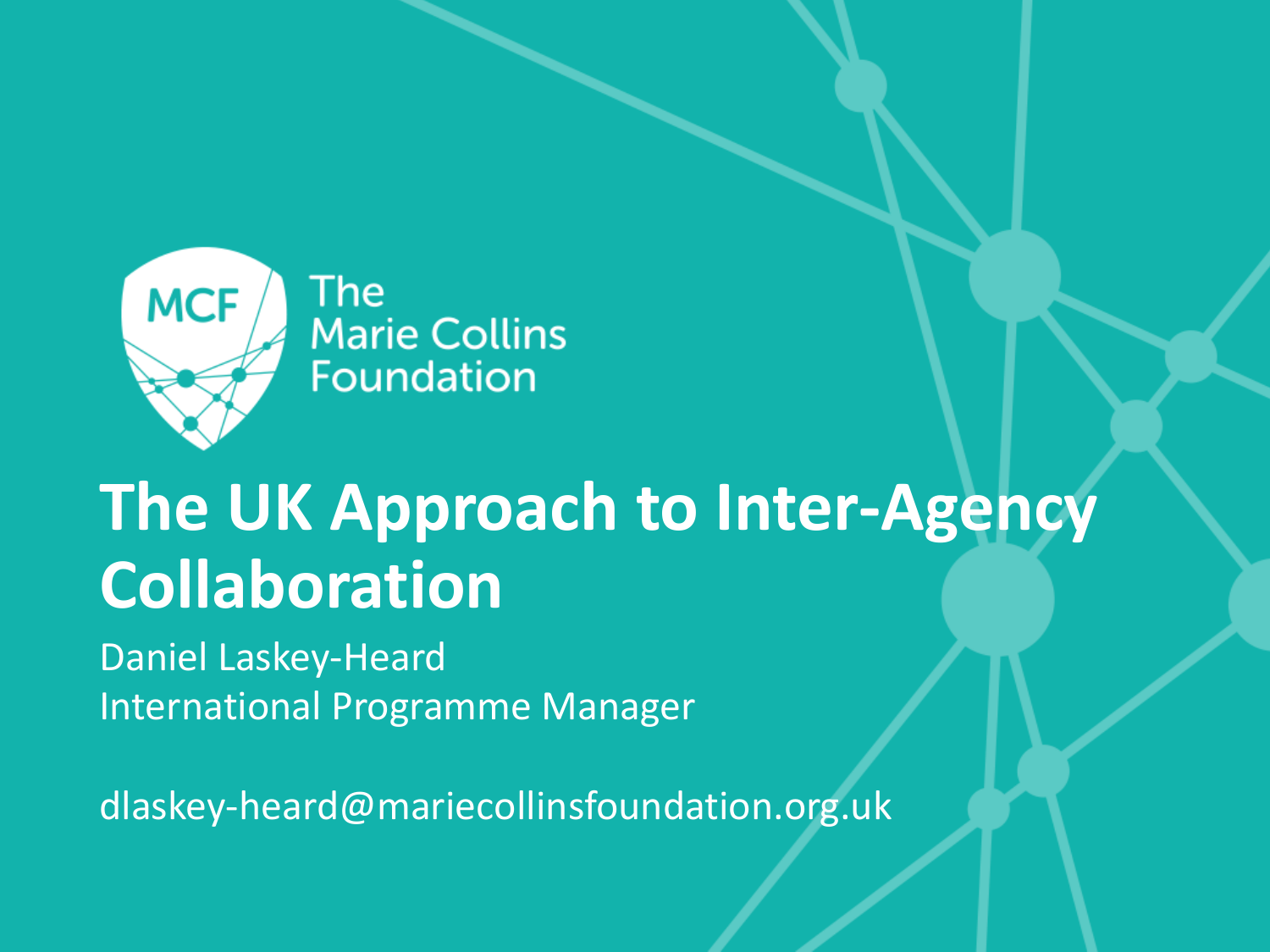MCF The Marie Collins Foundation

# The UK Approach to Inter-Agency Collaboration

Daniel Laskey-Heard
International Programme Manager

dlaskey-heard@mariecollinsfoundation.org.uk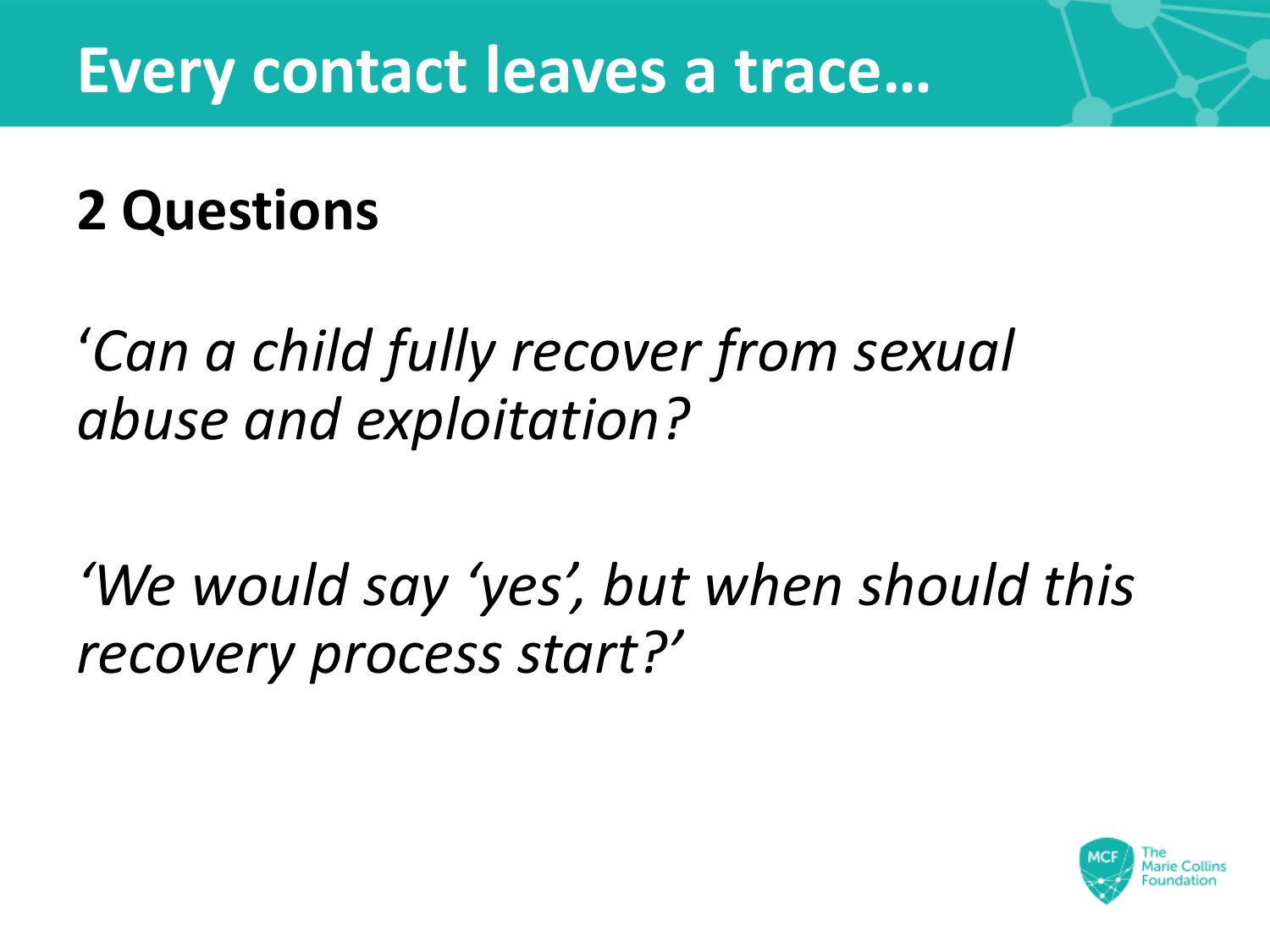# Every contact leaves a trace…

## 2 Questions

*‘Can a child fully recover from sexual abuse and exploitation?*

*‘We would say ‘yes’, but when should this recovery process start?’*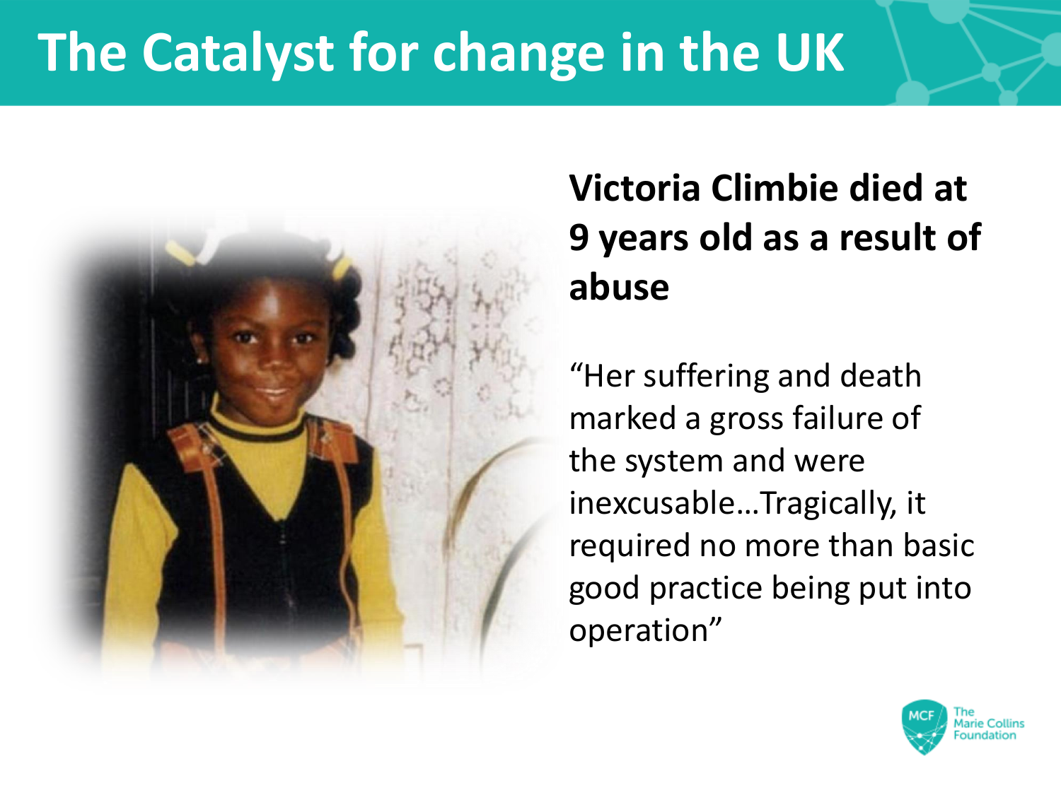# The Catalyst for change in the UK

**Victoria Climbie died at 9 years old as a result of abuse**

"Her suffering and death marked a gross failure of the system and were inexcusable…Tragically, it required no more than basic good practice being put into operation"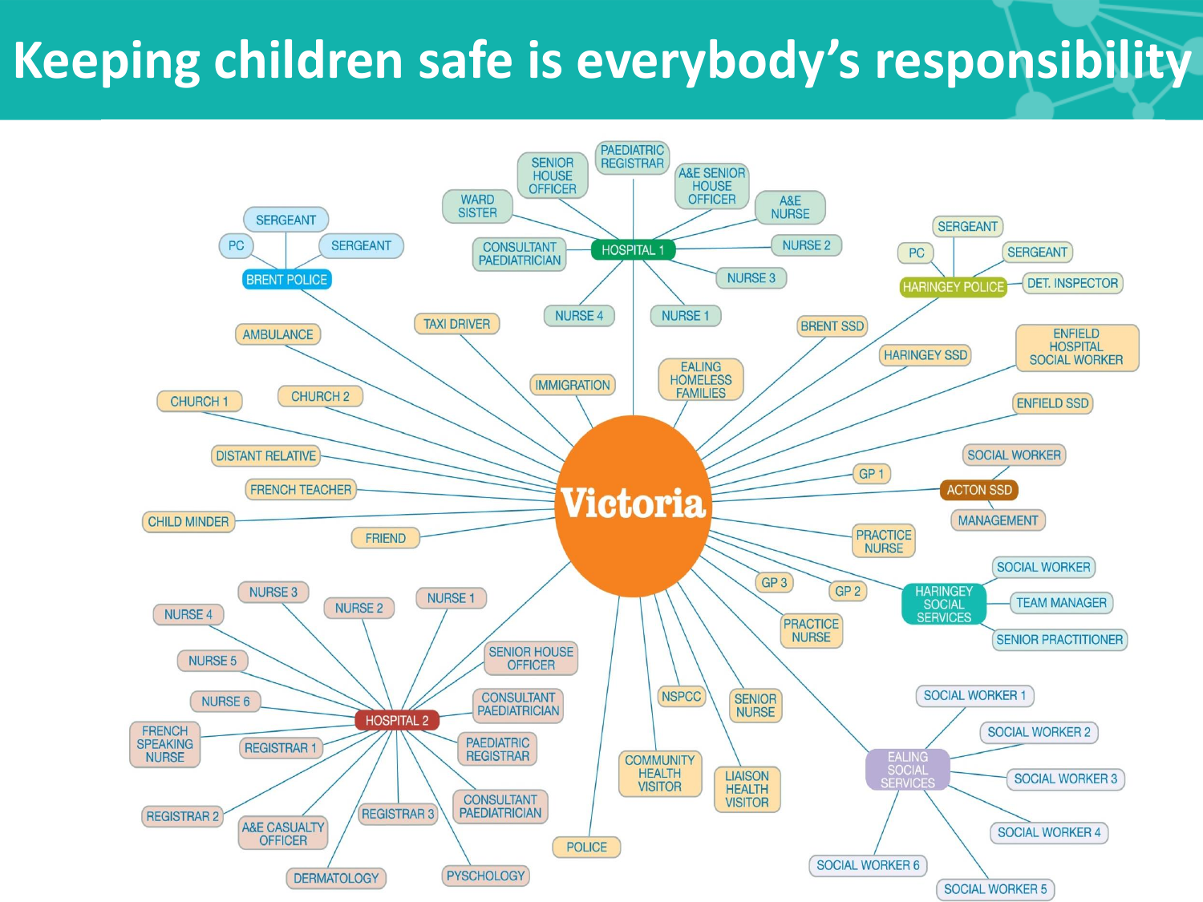# Keeping children safe is everybody's responsibility

**Victoria**

- **HOSPITAL 1**: SENIOR HOUSE OFFICER; PAEDIATRIC REGISTRAR; A&E SENIOR HOUSE OFFICER; A&E NURSE; WARD SISTER; CONSULTANT PAEDIATRICIAN; NURSE 2; NURSE 3; NURSE 4; NURSE 1
- **BRENT POLICE**: SERGEANT; PC; SERGEANT
- **HARINGEY POLICE**: SERGEANT; PC; SERGEANT; DET. INSPECTOR
- **ACTON SSD**: SOCIAL WORKER; MANAGEMENT
- **HARINGEY SOCIAL SERVICES**: SOCIAL WORKER; TEAM MANAGER; SENIOR PRACTITIONER
- **EALING SOCIAL SERVICES**: SOCIAL WORKER 1; SOCIAL WORKER 2; SOCIAL WORKER 3; SOCIAL WORKER 4; SOCIAL WORKER 5; SOCIAL WORKER 6
- **HOSPITAL 2**: NURSE 3; NURSE 2; NURSE 1; NURSE 4; NURSE 5; NURSE 6; FRENCH SPEAKING NURSE; REGISTRAR 1; REGISTRAR 2; A&E CASUALTY OFFICER; REGISTRAR 3; DERMATOLOGY; PYSCHOLOGY; SENIOR HOUSE OFFICER; CONSULTANT PAEDIATRICIAN; PAEDIATRIC REGISTRAR; CONSULTANT PAEDIATRICIAN
- AMBULANCE
- TAXI DRIVER
- CHURCH 1
- CHURCH 2
- IMMIGRATION
- EALING HOMELESS FAMILIES
- BRENT SSD
- HARINGEY SSD
- ENFIELD HOSPITAL SOCIAL WORKER
- ENFIELD SSD
- DISTANT RELATIVE
- FRENCH TEACHER
- CHILD MINDER
- FRIEND
- GP 1
- PRACTICE NURSE
- GP 3
- GP 2
- PRACTICE NURSE
- NSPCC
- SENIOR NURSE
- COMMUNITY HEALTH VISITOR
- LIAISON HEALTH VISITOR
- POLICE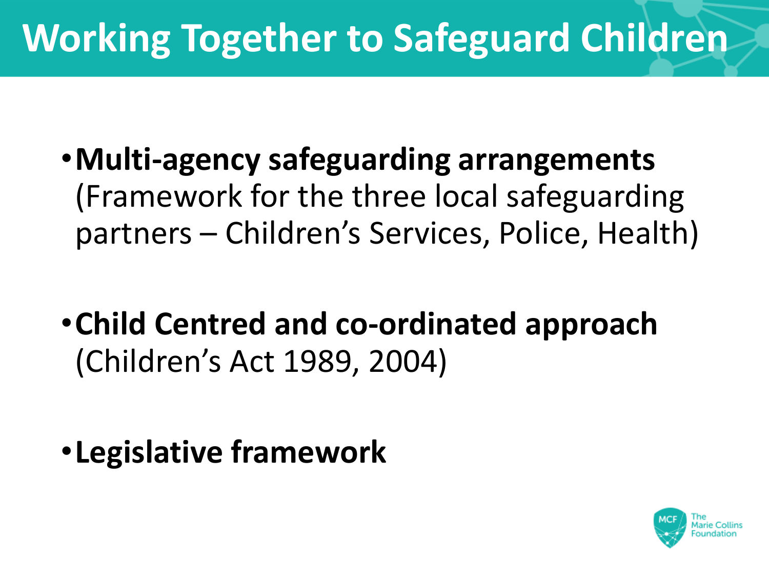# Working Together to Safeguard Children

- **Multi-agency safeguarding arrangements** (Framework for the three local safeguarding partners – Children's Services, Police, Health)
- **Child Centred and co-ordinated approach** (Children's Act 1989, 2004)
- **Legislative framework**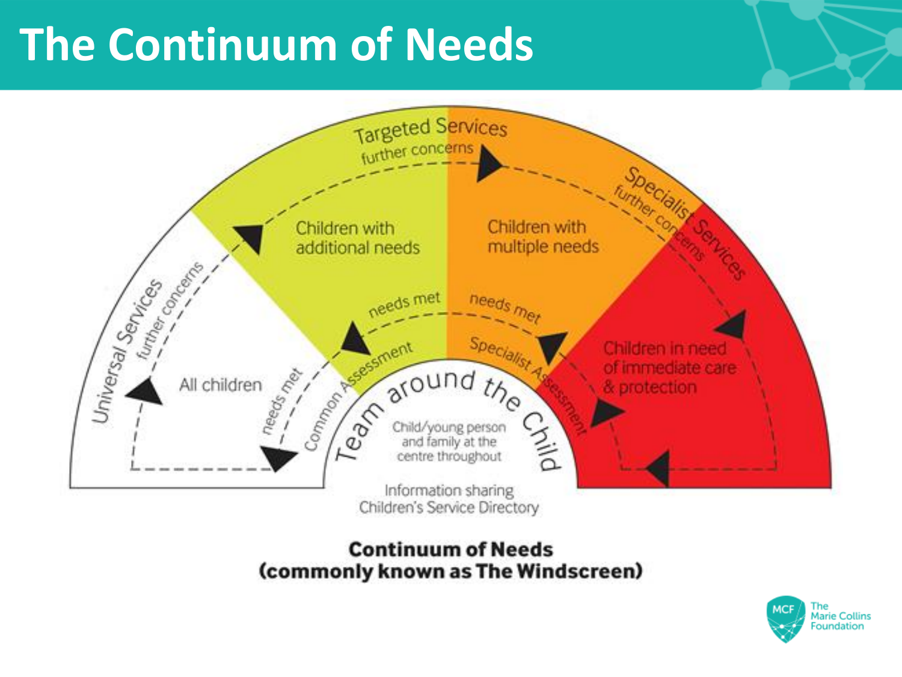# The Continuum of Needs

Universal Services — further concerns — All children — needs met

Targeted Services — further concerns — Children with additional needs — needs met — Common Assessment

Specialist Services — further concerns — Children with multiple needs — needs met — Specialist Assessment

Children in need of immediate care & protection

Team around the Child

Child/young person and family at the centre throughout

Information sharing
Children's Service Directory

**Continuum of Needs**
**(commonly known as The Windscreen)**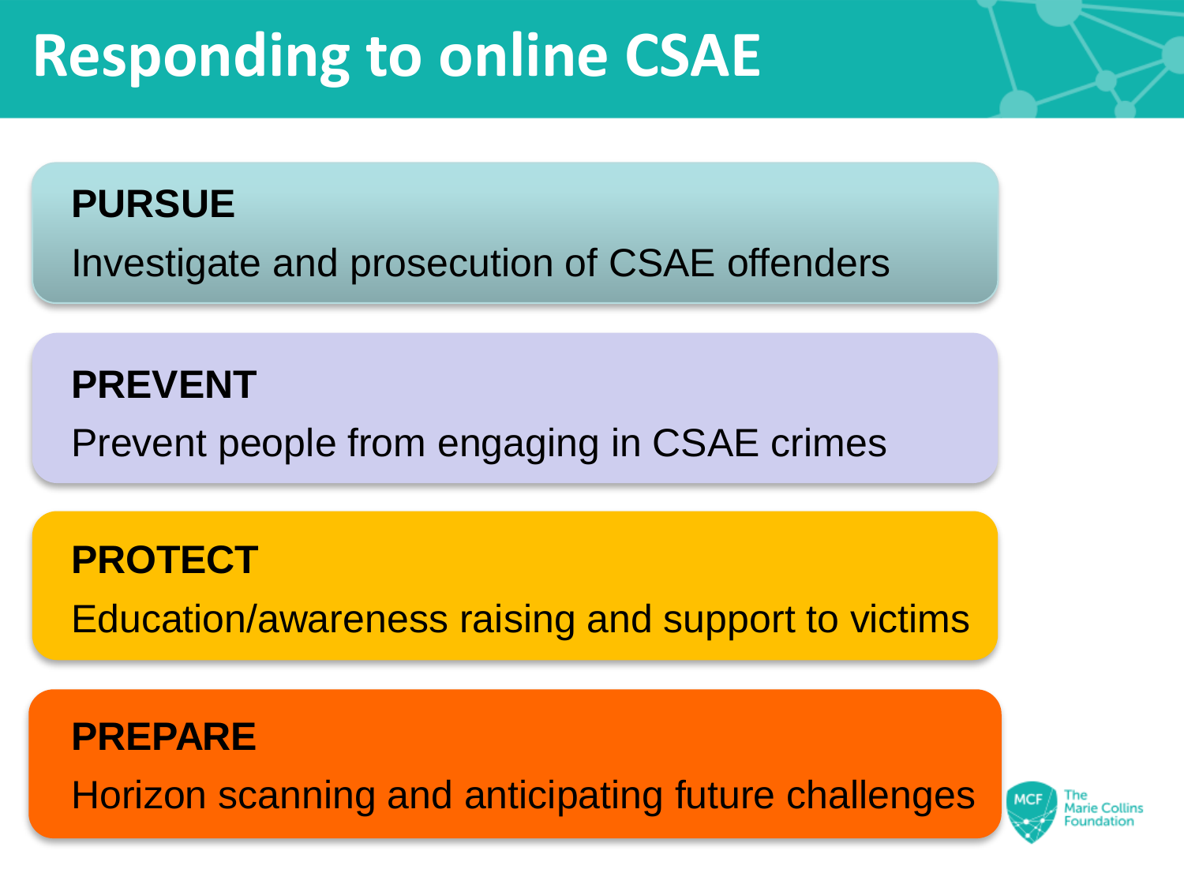# Responding to online CSAE

**PURSUE**

Investigate and prosecution of CSAE offenders

**PREVENT**

Prevent people from engaging in CSAE crimes

**PROTECT**

Education/awareness raising and support to victims

**PREPARE**

Horizon scanning and anticipating future challenges

MCF The Marie Collins Foundation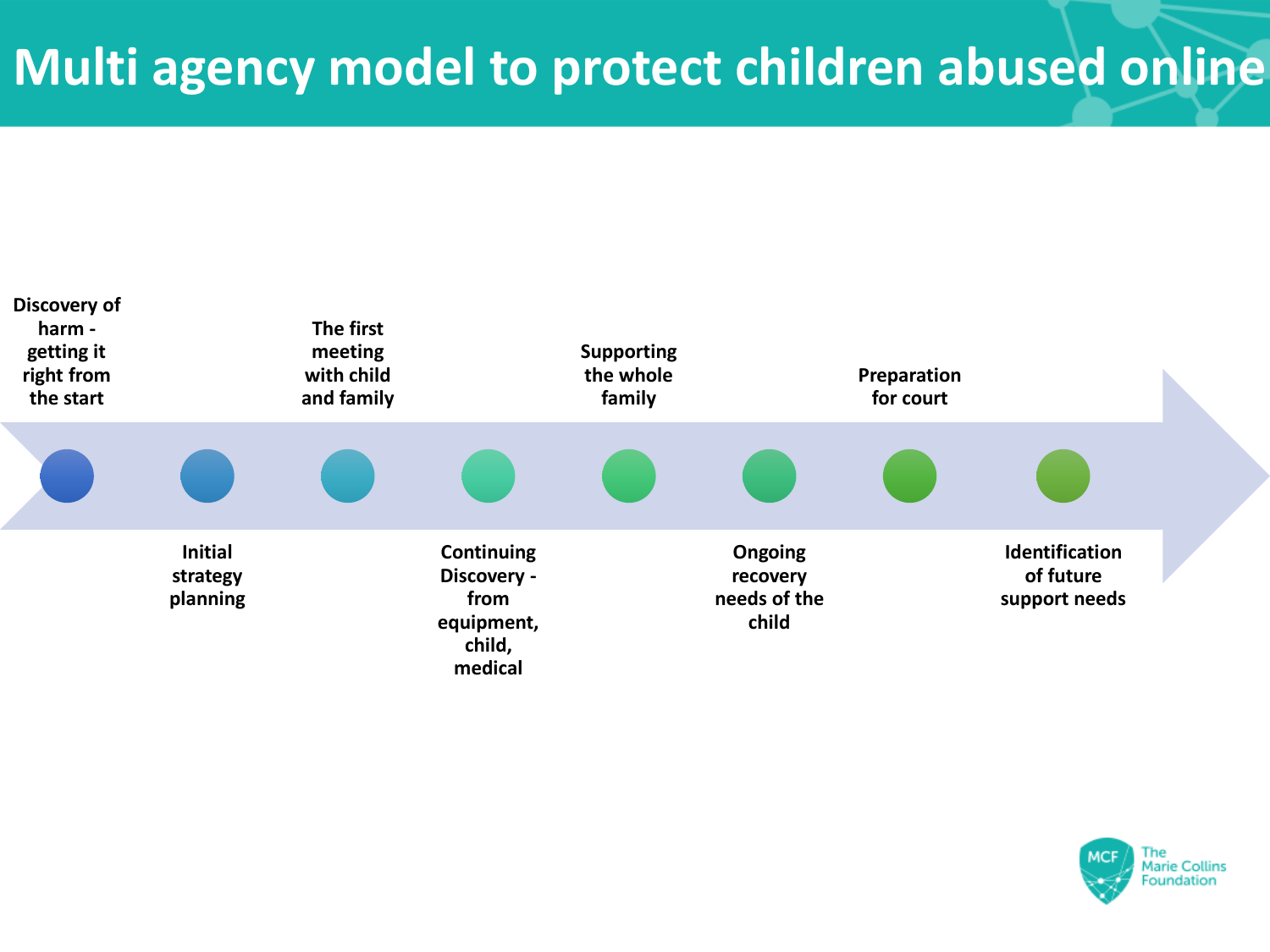# Multi agency model to protect children abused online

1. Discovery of harm - getting it right from the start
2. Initial strategy planning
3. The first meeting with child and family
4. Continuing Discovery - from equipment, child, medical
5. Supporting the whole family
6. Ongoing recovery needs of the child
7. Preparation for court
8. Identification of future support needs

The Marie Collins Foundation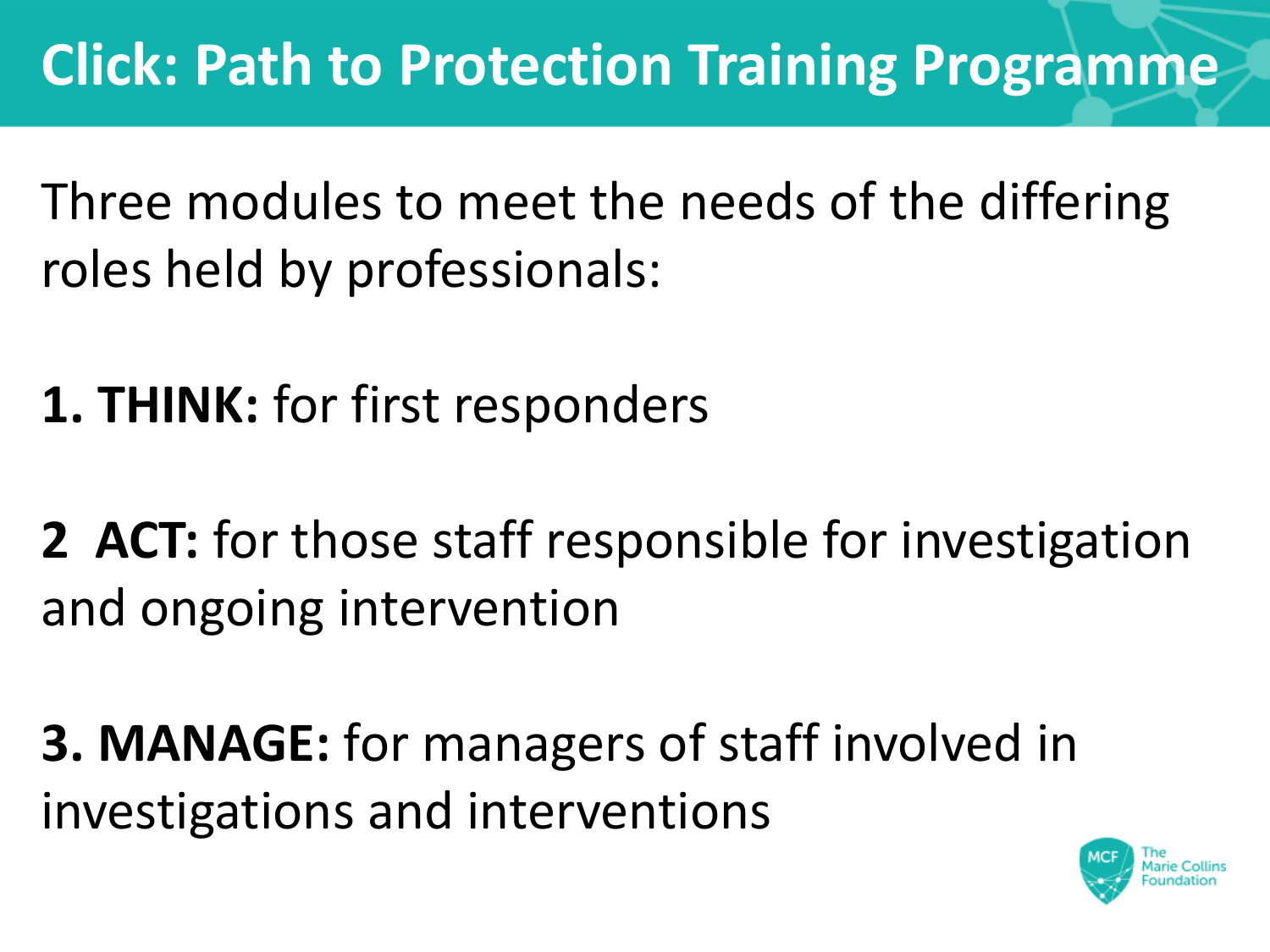# Click: Path to Protection Training Programme

Three modules to meet the needs of the differing roles held by professionals:

**1. THINK:** for first responders

**2  ACT:** for those staff responsible for investigation and ongoing intervention

**3. MANAGE:** for managers of staff involved in investigations and interventions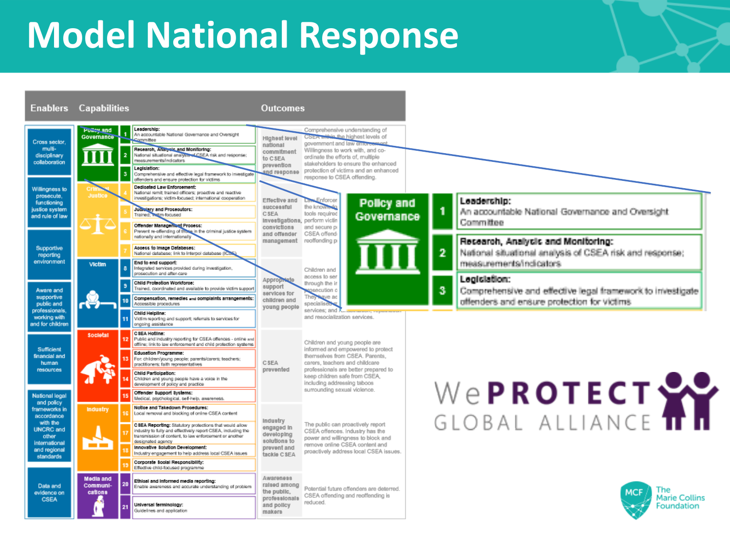# Model National Response

| Enablers | Capabilities | | | Outcomes | |
|---|---|---|---|---|---|
| Cross sector, multi-disciplinary collaboration | Policy and Governance | 1 | **Leadership:** An accountable National Governance and Oversight Committee | Highest level national commitment to CSEA prevention and response | Comprehensive understanding of CSEA within the highest levels of government and law enforcement. Willingness to work with, and co-ordinate the efforts of, multiple stakeholders to ensure the enhanced protection of victims and an enhanced response to CSEA offending. |
| | | 2 | **Research, Analysis and Monitoring:** National situational analysis of CSEA risk and response; measurements/indicators | | |
| | | 3 | **Legislation:** Comprehensive and effective legal framework to investigate offenders and ensure protection for victims | | |
| Willingness to prosecute, functioning justice system and rule of law | Criminal Justice | 4 | **Dedicated Law Enforcement:** National remit; trained officers; proactive and reactive investigations; victim-focused; international cooperation | Effective and successful CSEA investigations, convictions and offender management | Law Enforcement and judiciary have the knowledge, skills, systems and tools required to enable them to perform victim-focused investigations and secure positive judicial outcomes. CSEA offenders are managed and reoffending prevented. |
| | | 5 | **Judiciary and Prosecutors:** Trained; victim-focused | | |
| Supportive reporting environment | | 6 | **Offender Management Process:** Prevent re-offending of those in the criminal justice system nationally and internationally | | |
| | | 7 | **Access to Image Databases:** National database; link to Interpol database (ICSE) | | |
| Aware and supportive public and professionals, working with and for children | Victim | 8 | **End to end support:** Integrated services provided during investigation, prosecution and after-care | Appropriate support services for children and young people | Children and young people have access to services that support them through the investigation and prosecution of crimes against them. They have access to shelter; specialised medical and psychological services; and rehabilitation, repatriation and resocialization services. |
| | | 9 | **Child Protection Workforce:** Trained, coordinated and available to provide victim support | | |
| | | 10 | **Compensation, remedies and complaints arrangements:** Accessible procedures | | |
| | | 11 | **Child Helpline:** Victim reporting and support; referrals to services for ongoing assistance | | |
| Sufficient financial and human resources | Societal | 12 | **CSEA Hotline:** Public and industry reporting for CSEA offences - online and offline; link to law enforcement and child protection systems | CSEA prevented | Children and young people are informed and empowered to protect themselves from CSEA. Parents, carers, teachers and childcare professionals are better prepared to keep children safe from CSEA, including addressing taboos surrounding sexual violence. |
| | | 13 | **Education Programme:** For: children/young people; parents/carers; teachers; practitioners; faith representatives | | |
| | | 14 | **Child Participation:** Children and young people have a voice in the development of policy and practice | | |
| National legal and policy frameworks in accordance with the UNCRC and other international and regional standards | | 15 | **Offender Support Systems:** Medical, psychological, self-help, awareness. | | |
| | Industry | 16 | **Notice and Takedown Procedures:** Local removal and blocking of online CSEA content | Industry engaged in developing solutions to prevent and tackle CSEA | The public can proactively report CSEA offences. Industry has the power and willingness to block and remove online CSEA content and proactively address local CSEA issues. |
| | | 17 | **CSEA Reporting:** Statutory protections that would allow industry to fully and effectively report CSEA, including the transmission of content, to law enforcement or another designated agency | | |
| | | 18 | **Innovative Solution Development:** Industry engagement to help address local CSEA issues | | |
| | | 19 | **Corporate Social Responsibility:** Effective child-focused programme | | |
| Data and evidence on CSEA | Media and Communications | 20 | **Ethical and Informed media reporting:** Enable awareness and accurate understanding of problem | Awareness raised among the public, professionals and policy makers | Potential future offenders are deterred. CSEA offending and reoffending is reduced. |
| | | 21 | **Universal terminology:** Guidelines and application | | |

**Policy and Governance**

1. **Leadership:** An accountable National Governance and Oversight Committee
2. **Research, Analysis and Monitoring:** National situational analysis of CSEA risk and response; measurements/indicators
3. **Legislation:** Comprehensive and effective legal framework to investigate offenders and ensure protection for victims

WePROTECT GLOBAL ALLIANCE

MCF The Marie Collins Foundation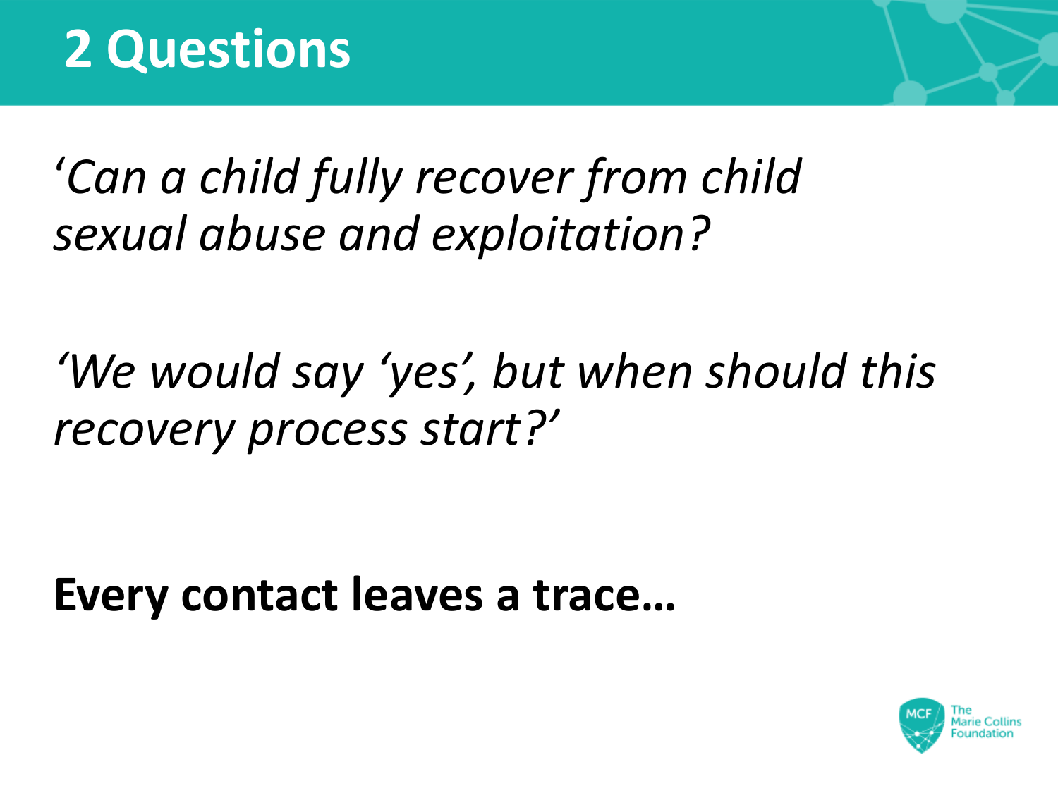# 2 Questions

*‘Can a child fully recover from child sexual abuse and exploitation?*

*‘We would say ‘yes’, but when should this recovery process start?’*

**Every contact leaves a trace…**

The Marie Collins Foundation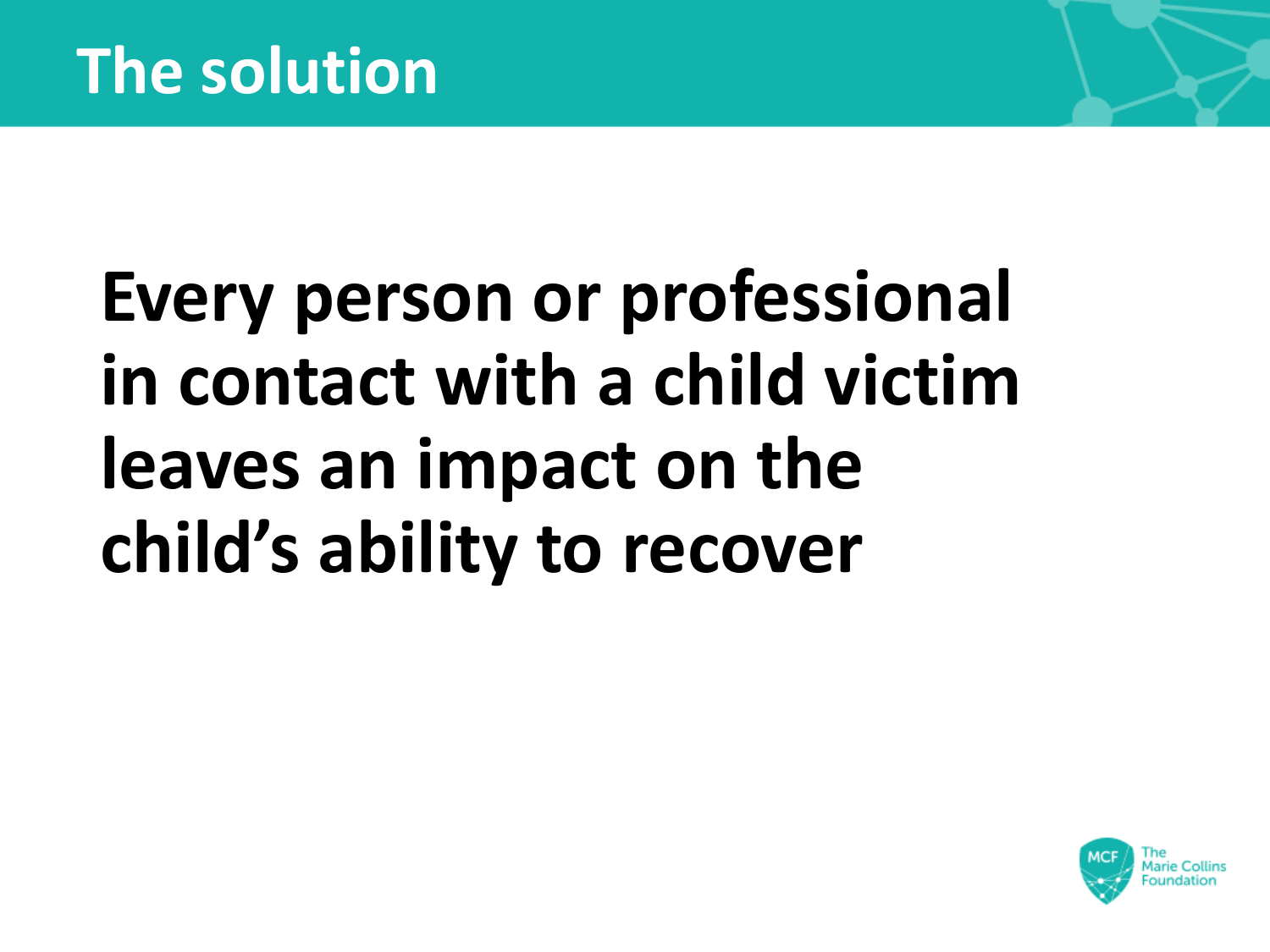# The solution

**Every person or professional in contact with a child victim leaves an impact on the child's ability to recover**

The Marie Collins Foundation